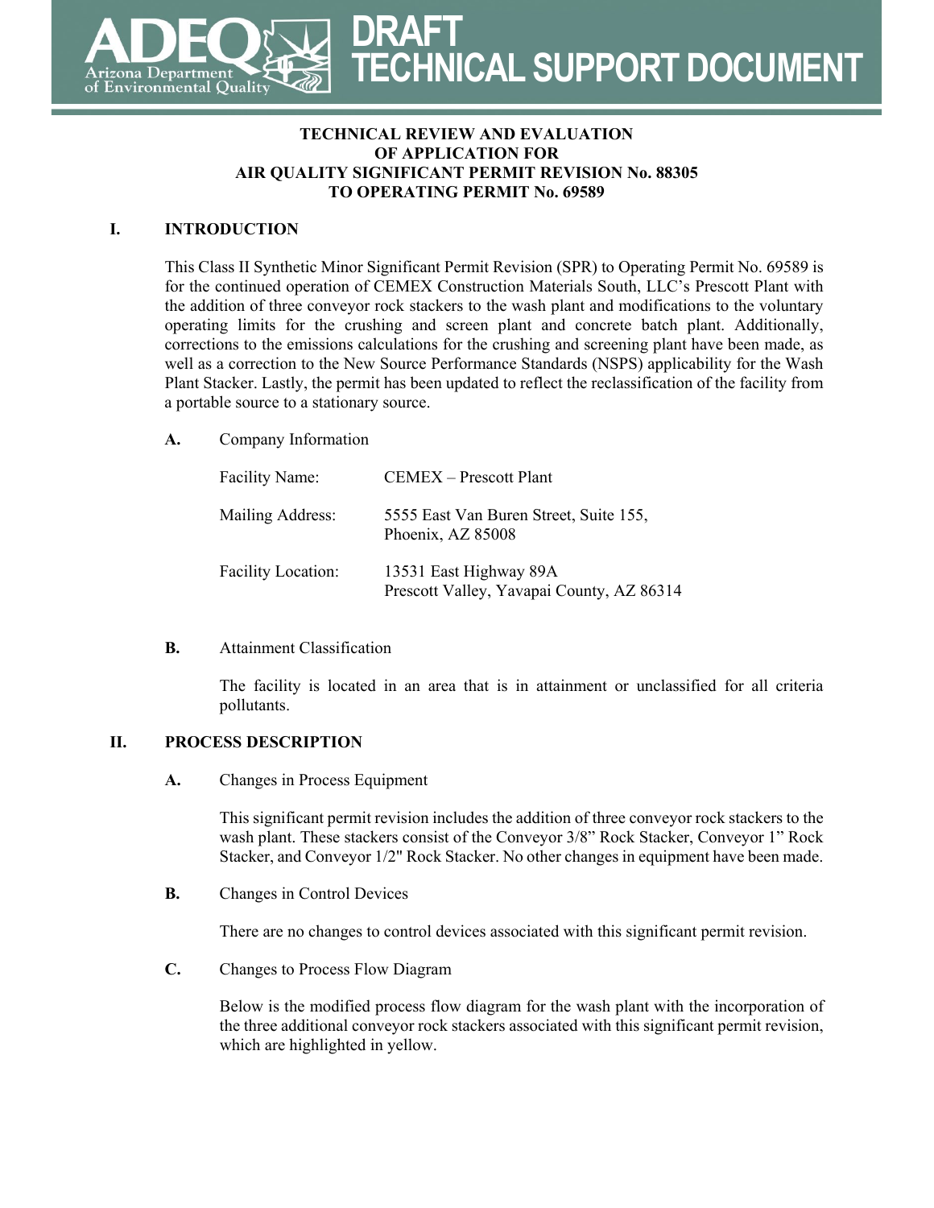# DRAFT TECHNICAL SUPPORT DOCUMENT

**TECHNICAL REVIEW AND EVALUATION**
**OF APPLICATION FOR**
**AIR QUALITY SIGNIFICANT PERMIT REVISION No. 88305**
**TO OPERATING PERMIT No. 69589**

## I. INTRODUCTION

This Class II Synthetic Minor Significant Permit Revision (SPR) to Operating Permit No. 69589 is for the continued operation of CEMEX Construction Materials South, LLC's Prescott Plant with the addition of three conveyor rock stackers to the wash plant and modifications to the voluntary operating limits for the crushing and screen plant and concrete batch plant. Additionally, corrections to the emissions calculations for the crushing and screening plant have been made, as well as a correction to the New Source Performance Standards (NSPS) applicability for the Wash Plant Stacker. Lastly, the permit has been updated to reflect the reclassification of the facility from a portable source to a stationary source.

### A. Company Information

| | |
|---|---|
| Facility Name: | CEMEX – Prescott Plant |
| Mailing Address: | 5555 East Van Buren Street, Suite 155, Phoenix, AZ 85008 |
| Facility Location: | 13531 East Highway 89A Prescott Valley, Yavapai County, AZ 86314 |

### B. Attainment Classification

The facility is located in an area that is in attainment or unclassified for all criteria pollutants.

## II. PROCESS DESCRIPTION

### A. Changes in Process Equipment

This significant permit revision includes the addition of three conveyor rock stackers to the wash plant. These stackers consist of the Conveyor 3/8" Rock Stacker, Conveyor 1" Rock Stacker, and Conveyor 1/2" Rock Stacker. No other changes in equipment have been made.

### B. Changes in Control Devices

There are no changes to control devices associated with this significant permit revision.

### C. Changes to Process Flow Diagram

Below is the modified process flow diagram for the wash plant with the incorporation of the three additional conveyor rock stackers associated with this significant permit revision, which are highlighted in yellow.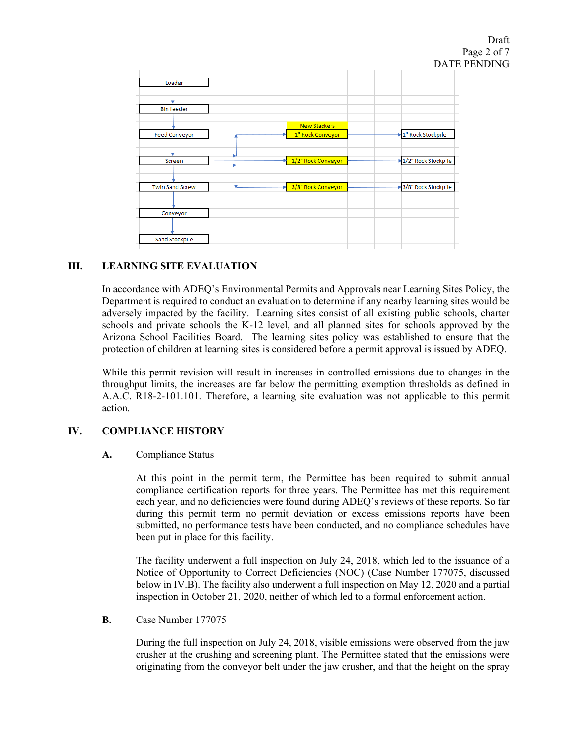Loader

Bin feeder

Feed Conveyor

Screen

Twin Sand Screw

Conveyor

Sand Stockpile

New Stackers

1" Rock Conveyor → 1" Rock Stockpile

1/2" Rock Conveyor → 1/2" Rock Stockpile

3/8" Rock Conveyor → 3/8" Rock Stockpile

## III. LEARNING SITE EVALUATION

In accordance with ADEQ's Environmental Permits and Approvals near Learning Sites Policy, the Department is required to conduct an evaluation to determine if any nearby learning sites would be adversely impacted by the facility. Learning sites consist of all existing public schools, charter schools and private schools the K-12 level, and all planned sites for schools approved by the Arizona School Facilities Board. The learning sites policy was established to ensure that the protection of children at learning sites is considered before a permit approval is issued by ADEQ.

While this permit revision will result in increases in controlled emissions due to changes in the throughput limits, the increases are far below the permitting exemption thresholds as defined in A.A.C. R18-2-101.101. Therefore, a learning site evaluation was not applicable to this permit action.

## IV. COMPLIANCE HISTORY

### A. Compliance Status

At this point in the permit term, the Permittee has been required to submit annual compliance certification reports for three years. The Permittee has met this requirement each year, and no deficiencies were found during ADEQ's reviews of these reports. So far during this permit term no permit deviation or excess emissions reports have been submitted, no performance tests have been conducted, and no compliance schedules have been put in place for this facility.

The facility underwent a full inspection on July 24, 2018, which led to the issuance of a Notice of Opportunity to Correct Deficiencies (NOC) (Case Number 177075, discussed below in IV.B). The facility also underwent a full inspection on May 12, 2020 and a partial inspection in October 21, 2020, neither of which led to a formal enforcement action.

### B. Case Number 177075

During the full inspection on July 24, 2018, visible emissions were observed from the jaw crusher at the crushing and screening plant. The Permittee stated that the emissions were originating from the conveyor belt under the jaw crusher, and that the height on the spray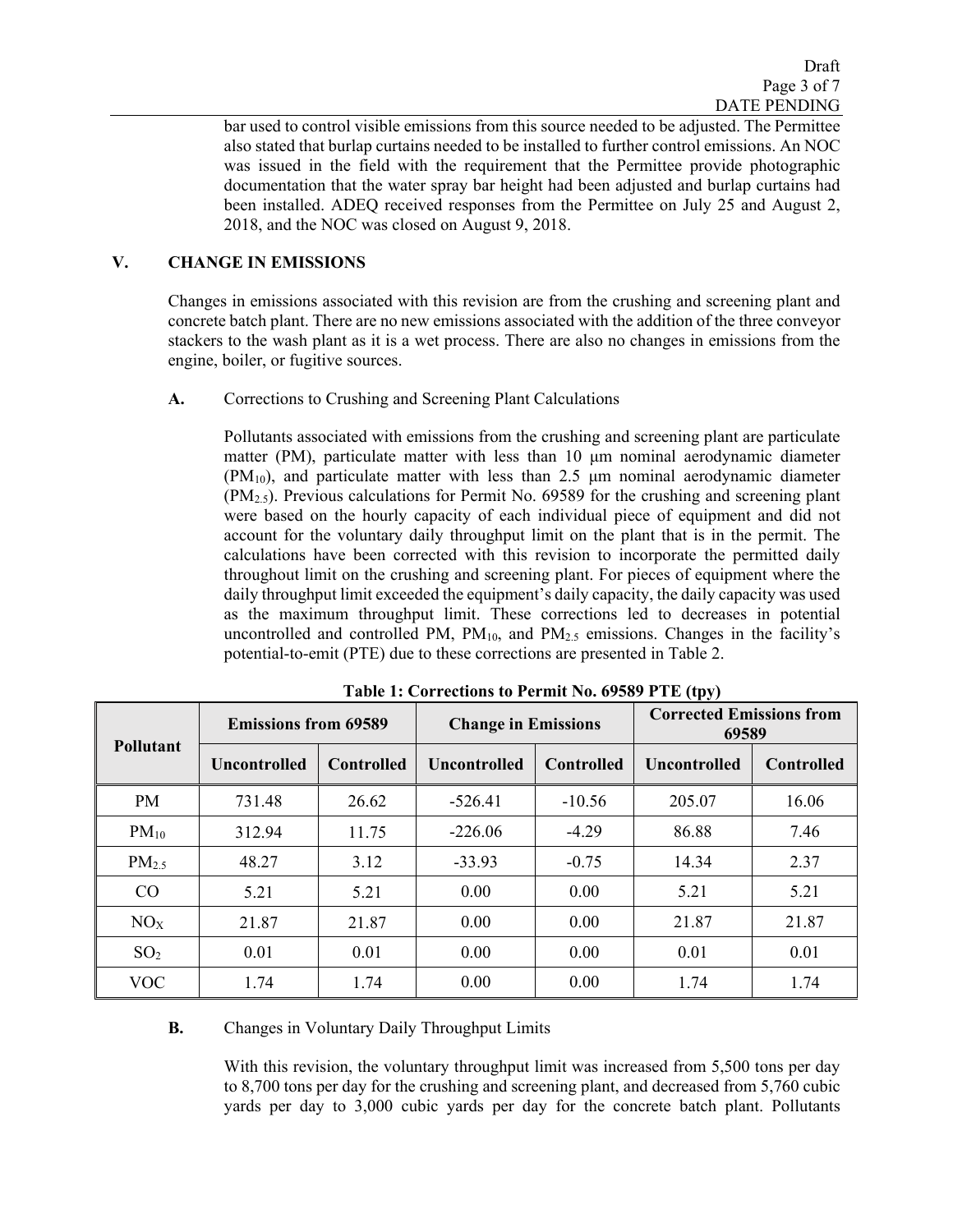bar used to control visible emissions from this source needed to be adjusted. The Permittee also stated that burlap curtains needed to be installed to further control emissions. An NOC was issued in the field with the requirement that the Permittee provide photographic documentation that the water spray bar height had been adjusted and burlap curtains had been installed. ADEQ received responses from the Permittee on July 25 and August 2, 2018, and the NOC was closed on August 9, 2018.

## V. CHANGE IN EMISSIONS

Changes in emissions associated with this revision are from the crushing and screening plant and concrete batch plant. There are no new emissions associated with the addition of the three conveyor stackers to the wash plant as it is a wet process. There are also no changes in emissions from the engine, boiler, or fugitive sources.

### A. Corrections to Crushing and Screening Plant Calculations

Pollutants associated with emissions from the crushing and screening plant are particulate matter (PM), particulate matter with less than 10 μm nominal aerodynamic diameter ($PM_{10}$), and particulate matter with less than 2.5 μm nominal aerodynamic diameter ($PM_{2.5}$). Previous calculations for Permit No. 69589 for the crushing and screening plant were based on the hourly capacity of each individual piece of equipment and did not account for the voluntary daily throughput limit on the plant that is in the permit. The calculations have been corrected with this revision to incorporate the permitted daily throughout limit on the crushing and screening plant. For pieces of equipment where the daily throughput limit exceeded the equipment's daily capacity, the daily capacity was used as the maximum throughput limit. These corrections led to decreases in potential uncontrolled and controlled PM, $PM_{10}$, and $PM_{2.5}$ emissions. Changes in the facility's potential-to-emit (PTE) due to these corrections are presented in Table 2.

**Table 1: Corrections to Permit No. 69589 PTE (tpy)**

| Pollutant | Emissions from 69589 | | Change in Emissions | | Corrected Emissions from 69589 | |
|---|---|---|---|---|---|---|
| | Uncontrolled | Controlled | Uncontrolled | Controlled | Uncontrolled | Controlled |
| PM | 731.48 | 26.62 | -526.41 | -10.56 | 205.07 | 16.06 |
| $PM_{10}$ | 312.94 | 11.75 | -226.06 | -4.29 | 86.88 | 7.46 |
| $PM_{2.5}$ | 48.27 | 3.12 | -33.93 | -0.75 | 14.34 | 2.37 |
| CO | 5.21 | 5.21 | 0.00 | 0.00 | 5.21 | 5.21 |
| $NO_X$ | 21.87 | 21.87 | 0.00 | 0.00 | 21.87 | 21.87 |
| $SO_2$ | 0.01 | 0.01 | 0.00 | 0.00 | 0.01 | 0.01 |
| VOC | 1.74 | 1.74 | 0.00 | 0.00 | 1.74 | 1.74 |

### B. Changes in Voluntary Daily Throughput Limits

With this revision, the voluntary throughput limit was increased from 5,500 tons per day to 8,700 tons per day for the crushing and screening plant, and decreased from 5,760 cubic yards per day to 3,000 cubic yards per day for the concrete batch plant. Pollutants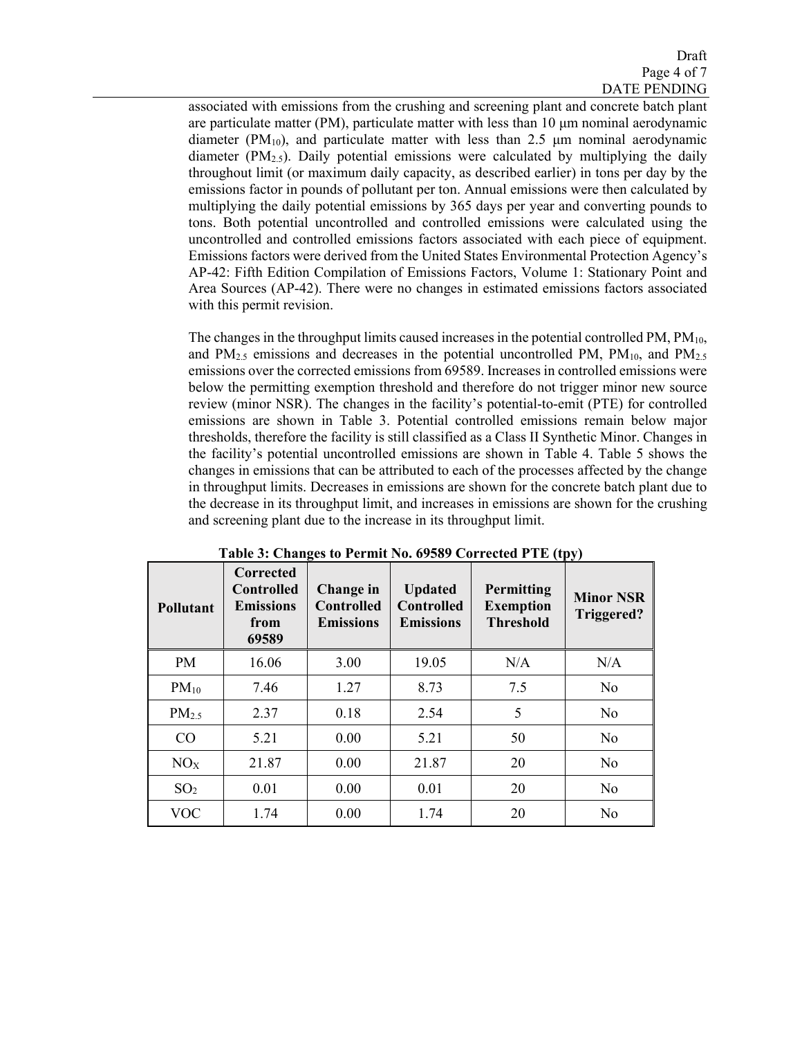associated with emissions from the crushing and screening plant and concrete batch plant are particulate matter (PM), particulate matter with less than 10 μm nominal aerodynamic diameter ($PM_{10}$), and particulate matter with less than 2.5 μm nominal aerodynamic diameter ($PM_{2.5}$). Daily potential emissions were calculated by multiplying the daily throughout limit (or maximum daily capacity, as described earlier) in tons per day by the emissions factor in pounds of pollutant per ton. Annual emissions were then calculated by multiplying the daily potential emissions by 365 days per year and converting pounds to tons. Both potential uncontrolled and controlled emissions were calculated using the uncontrolled and controlled emissions factors associated with each piece of equipment. Emissions factors were derived from the United States Environmental Protection Agency's AP-42: Fifth Edition Compilation of Emissions Factors, Volume 1: Stationary Point and Area Sources (AP-42). There were no changes in estimated emissions factors associated with this permit revision.

The changes in the throughput limits caused increases in the potential controlled PM, $PM_{10}$, and $PM_{2.5}$ emissions and decreases in the potential uncontrolled PM, $PM_{10}$, and $PM_{2.5}$ emissions over the corrected emissions from 69589. Increases in controlled emissions were below the permitting exemption threshold and therefore do not trigger minor new source review (minor NSR). The changes in the facility's potential-to-emit (PTE) for controlled emissions are shown in Table 3. Potential controlled emissions remain below major thresholds, therefore the facility is still classified as a Class II Synthetic Minor. Changes in the facility's potential uncontrolled emissions are shown in Table 4. Table 5 shows the changes in emissions that can be attributed to each of the processes affected by the change in throughput limits. Decreases in emissions are shown for the concrete batch plant due to the decrease in its throughput limit, and increases in emissions are shown for the crushing and screening plant due to the increase in its throughput limit.

**Table 3: Changes to Permit No. 69589 Corrected PTE (tpy)**

| Pollutant | Corrected Controlled Emissions from 69589 | Change in Controlled Emissions | Updated Controlled Emissions | Permitting Exemption Threshold | Minor NSR Triggered? |
|---|---|---|---|---|---|
| PM | 16.06 | 3.00 | 19.05 | N/A | N/A |
| $PM_{10}$ | 7.46 | 1.27 | 8.73 | 7.5 | No |
| $PM_{2.5}$ | 2.37 | 0.18 | 2.54 | 5 | No |
| CO | 5.21 | 0.00 | 5.21 | 50 | No |
| $NO_X$ | 21.87 | 0.00 | 21.87 | 20 | No |
| $SO_2$ | 0.01 | 0.00 | 0.01 | 20 | No |
| VOC | 1.74 | 0.00 | 1.74 | 20 | No |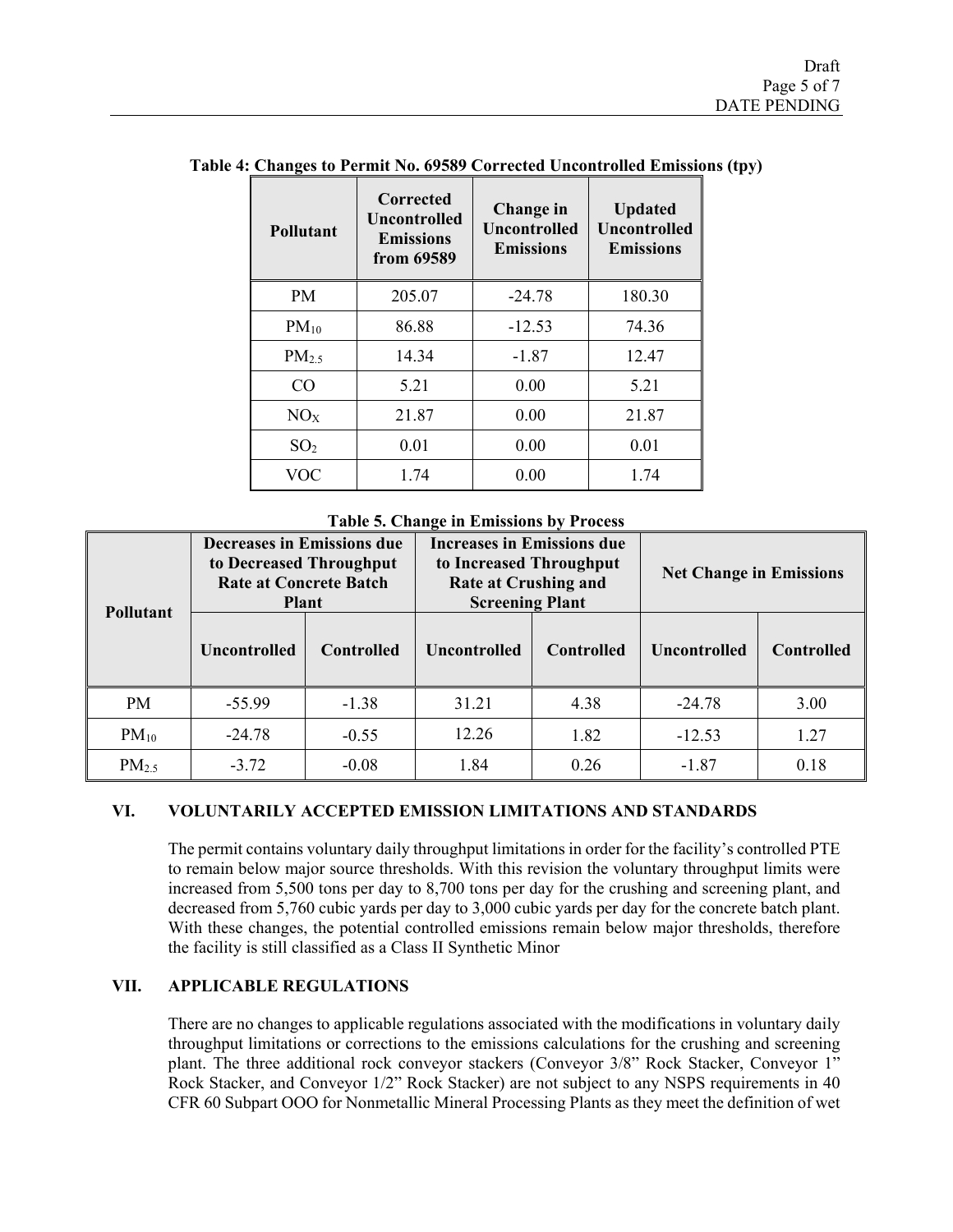**Table 4: Changes to Permit No. 69589 Corrected Uncontrolled Emissions (tpy)**

| Pollutant | Corrected Uncontrolled Emissions from 69589 | Change in Uncontrolled Emissions | Updated Uncontrolled Emissions |
|---|---|---|---|
| PM | 205.07 | -24.78 | 180.30 |
| $PM_{10}$ | 86.88 | -12.53 | 74.36 |
| $PM_{2.5}$ | 14.34 | -1.87 | 12.47 |
| CO | 5.21 | 0.00 | 5.21 |
| $NO_X$ | 21.87 | 0.00 | 21.87 |
| $SO_2$ | 0.01 | 0.00 | 0.01 |
| VOC | 1.74 | 0.00 | 1.74 |

**Table 5. Change in Emissions by Process**

| Pollutant | Decreases in Emissions due to Decreased Throughput Rate at Concrete Batch Plant | | Increases in Emissions due to Increased Throughput Rate at Crushing and Screening Plant | | Net Change in Emissions | |
|---|---|---|---|---|---|---|
| | Uncontrolled | Controlled | Uncontrolled | Controlled | Uncontrolled | Controlled |
| PM | -55.99 | -1.38 | 31.21 | 4.38 | -24.78 | 3.00 |
| $PM_{10}$ | -24.78 | -0.55 | 12.26 | 1.82 | -12.53 | 1.27 |
| $PM_{2.5}$ | -3.72 | -0.08 | 1.84 | 0.26 | -1.87 | 0.18 |

## VI. VOLUNTARILY ACCEPTED EMISSION LIMITATIONS AND STANDARDS

The permit contains voluntary daily throughput limitations in order for the facility's controlled PTE to remain below major source thresholds. With this revision the voluntary throughput limits were increased from 5,500 tons per day to 8,700 tons per day for the crushing and screening plant, and decreased from 5,760 cubic yards per day to 3,000 cubic yards per day for the concrete batch plant. With these changes, the potential controlled emissions remain below major thresholds, therefore the facility is still classified as a Class II Synthetic Minor

## VII. APPLICABLE REGULATIONS

There are no changes to applicable regulations associated with the modifications in voluntary daily throughput limitations or corrections to the emissions calculations for the crushing and screening plant. The three additional rock conveyor stackers (Conveyor 3/8" Rock Stacker, Conveyor 1" Rock Stacker, and Conveyor 1/2" Rock Stacker) are not subject to any NSPS requirements in 40 CFR 60 Subpart OOO for Nonmetallic Mineral Processing Plants as they meet the definition of wet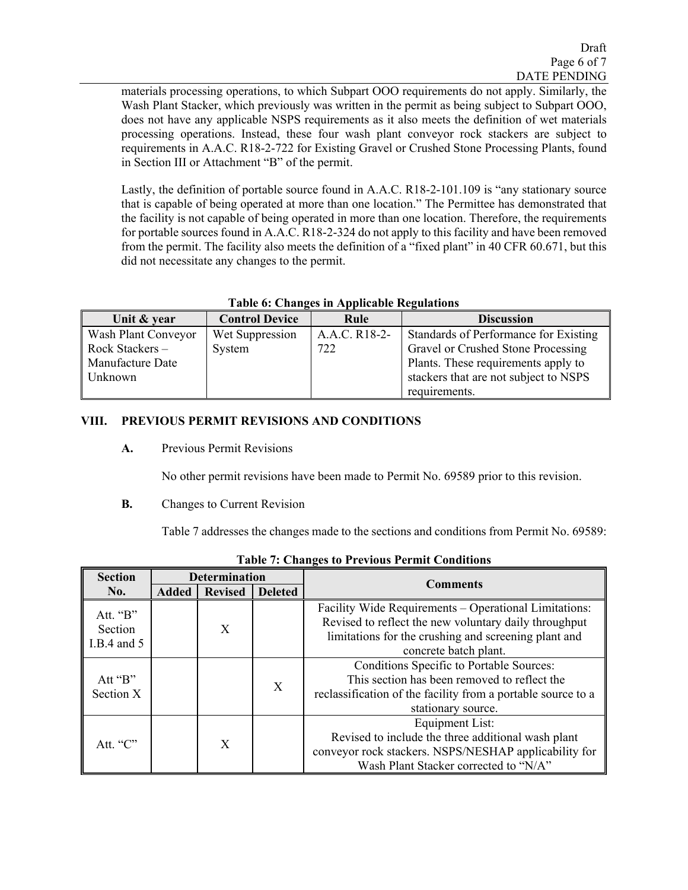materials processing operations, to which Subpart OOO requirements do not apply. Similarly, the Wash Plant Stacker, which previously was written in the permit as being subject to Subpart OOO, does not have any applicable NSPS requirements as it also meets the definition of wet materials processing operations. Instead, these four wash plant conveyor rock stackers are subject to requirements in A.A.C. R18-2-722 for Existing Gravel or Crushed Stone Processing Plants, found in Section III or Attachment "B" of the permit.

Lastly, the definition of portable source found in A.A.C. R18-2-101.109 is "any stationary source that is capable of being operated at more than one location." The Permittee has demonstrated that the facility is not capable of being operated in more than one location. Therefore, the requirements for portable sources found in A.A.C. R18-2-324 do not apply to this facility and have been removed from the permit. The facility also meets the definition of a "fixed plant" in 40 CFR 60.671, but this did not necessitate any changes to the permit.

**Table 6: Changes in Applicable Regulations**

| Unit & year | Control Device | Rule | Discussion |
|---|---|---|---|
| Wash Plant Conveyor Rock Stackers – Manufacture Date Unknown | Wet Suppression System | A.A.C. R18-2-722 | Standards of Performance for Existing Gravel or Crushed Stone Processing Plants. These requirements apply to stackers that are not subject to NSPS requirements. |

## VIII. PREVIOUS PERMIT REVISIONS AND CONDITIONS

**A.** Previous Permit Revisions

No other permit revisions have been made to Permit No. 69589 prior to this revision.

**B.** Changes to Current Revision

Table 7 addresses the changes made to the sections and conditions from Permit No. 69589:

**Table 7: Changes to Previous Permit Conditions**

| Section No. | Determination | | | Comments |
|---|---|---|---|---|
| | Added | Revised | Deleted | |
| Att. "B" Section I.B.4 and 5 | | X | | Facility Wide Requirements – Operational Limitations: Revised to reflect the new voluntary daily throughput limitations for the crushing and screening plant and concrete batch plant. |
| Att "B" Section X | | | X | Conditions Specific to Portable Sources: This section has been removed to reflect the reclassification of the facility from a portable source to a stationary source. |
| Att. "C" | | X | | Equipment List: Revised to include the three additional wash plant conveyor rock stackers. NSPS/NESHAP applicability for Wash Plant Stacker corrected to "N/A" |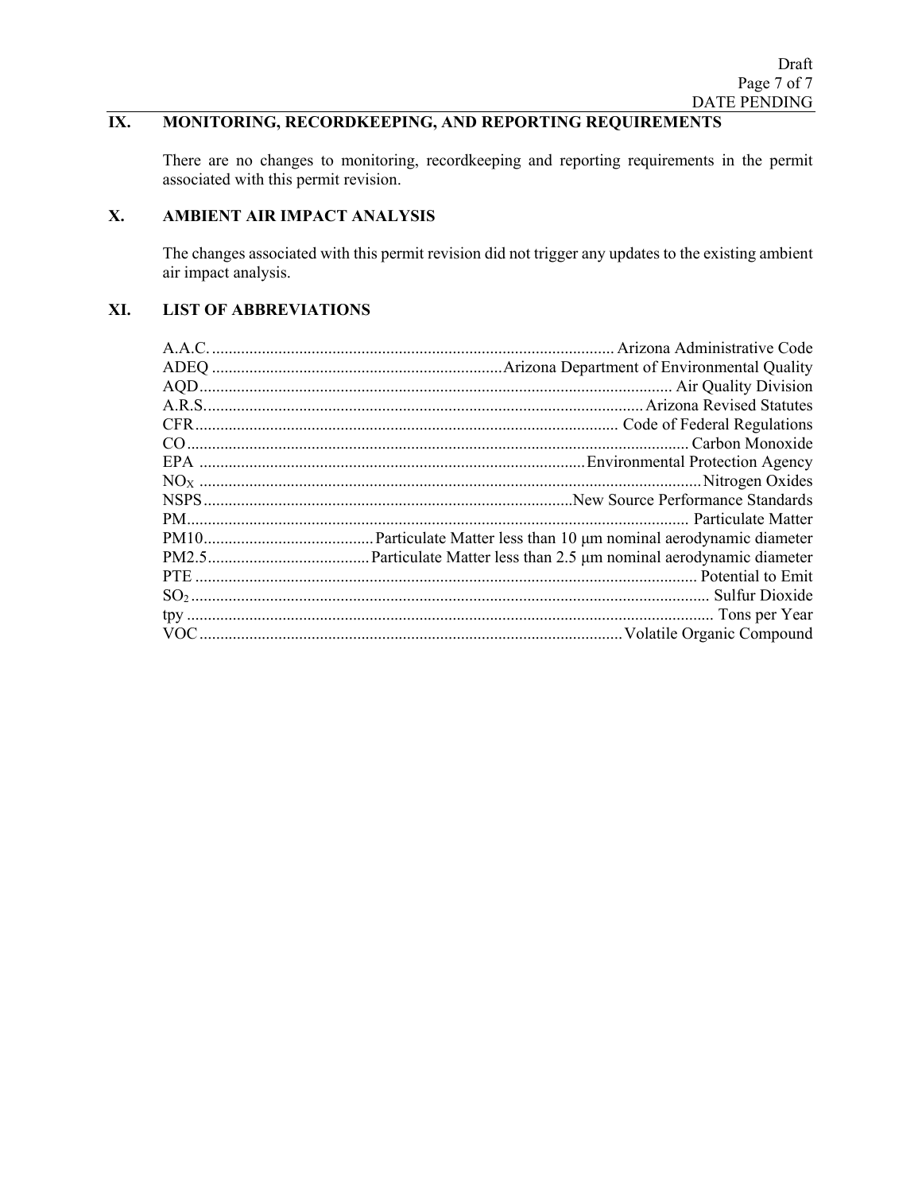## IX. MONITORING, RECORDKEEPING, AND REPORTING REQUIREMENTS

There are no changes to monitoring, recordkeeping and reporting requirements in the permit associated with this permit revision.

## X. AMBIENT AIR IMPACT ANALYSIS

The changes associated with this permit revision did not trigger any updates to the existing ambient air impact analysis.

## XI. LIST OF ABBREVIATIONS

| | |
|---|---|
| A.A.C. | Arizona Administrative Code |
| ADEQ | Arizona Department of Environmental Quality |
| AQD | Air Quality Division |
| A.R.S. | Arizona Revised Statutes |
| CFR | Code of Federal Regulations |
| CO | Carbon Monoxide |
| EPA | Environmental Protection Agency |
| $NO_X$ | Nitrogen Oxides |
| NSPS | New Source Performance Standards |
| PM | Particulate Matter |
| PM10 | Particulate Matter less than 10 µm nominal aerodynamic diameter |
| PM2.5 | Particulate Matter less than 2.5 µm nominal aerodynamic diameter |
| PTE | Potential to Emit |
| $SO_2$ | Sulfur Dioxide |
| tpy | Tons per Year |
| VOC | Volatile Organic Compound |